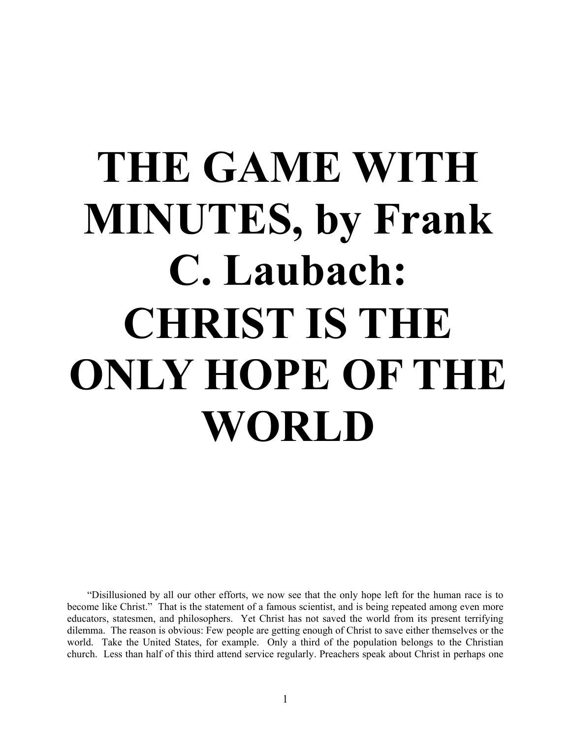# THE GAME WITH MINUTES, by Frank C. Laubach: CHRIST IS THE ONLY HOPE OF THE WORLD

"Disillusioned by all our other efforts, we now see that the only hope left for the human race is to become like Christ." That is the statement of a famous scientist, and is being repeated among even more educators, statesmen, and philosophers. Yet Christ has not saved the world from its present terrifying dilemma. The reason is obvious: Few people are getting enough of Christ to save either themselves or the world. Take the United States, for example. Only a third of the population belongs to the Christian church. Less than half of this third attend service regularly. Preachers speak about Christ in perhaps one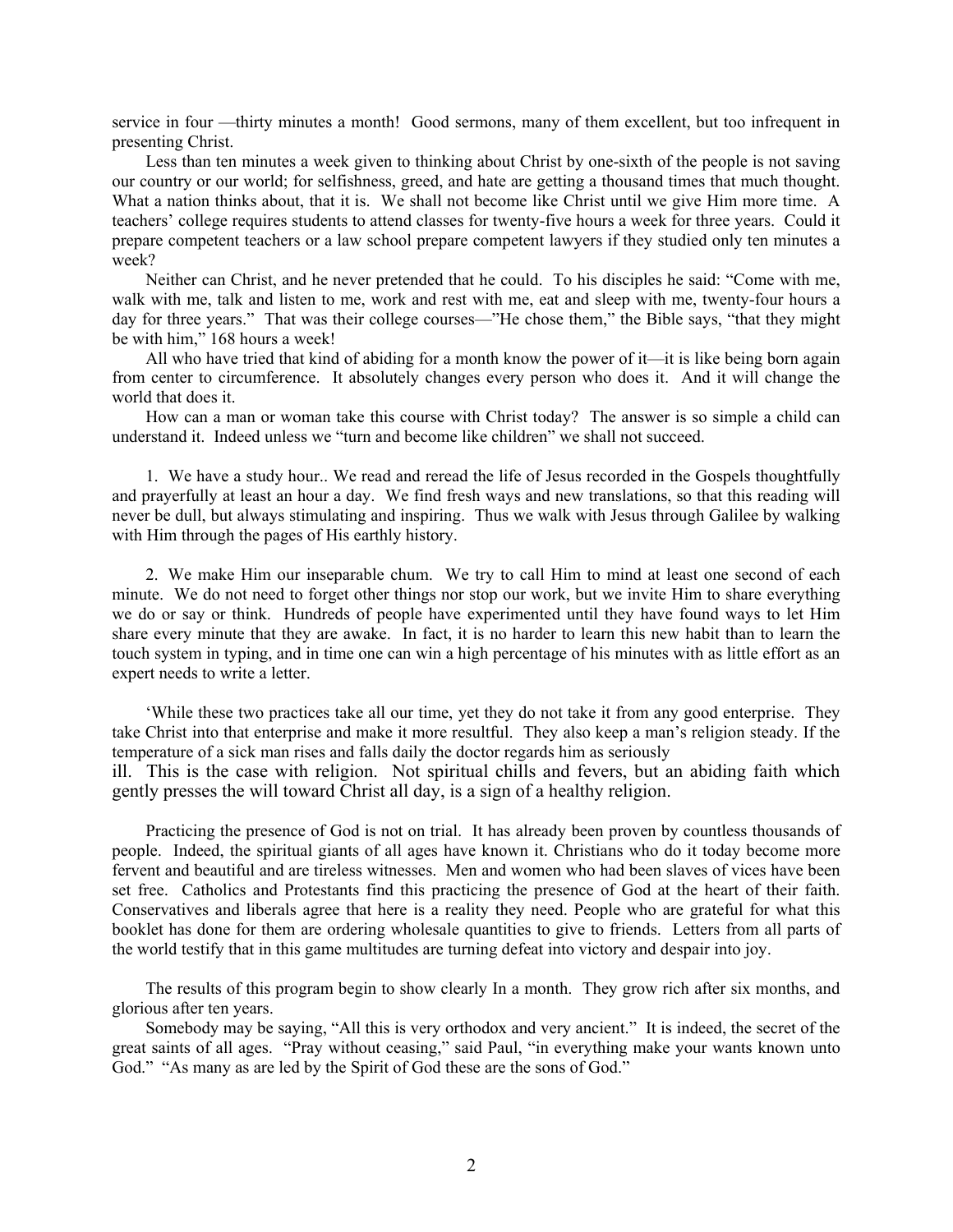service in four —thirty minutes a month! Good sermons, many of them excellent, but too infrequent in presenting Christ.

Less than ten minutes a week given to thinking about Christ by one-sixth of the people is not saving our country or our world; for selfishness, greed, and hate are getting a thousand times that much thought. What a nation thinks about, that it is. We shall not become like Christ until we give Him more time. A teachers' college requires students to attend classes for twenty-five hours a week for three years. Could it prepare competent teachers or a law school prepare competent lawyers if they studied only ten minutes a week?

Neither can Christ, and he never pretended that he could. To his disciples he said: "Come with me, walk with me, talk and listen to me, work and rest with me, eat and sleep with me, twenty-four hours a day for three years." That was their college courses—"He chose them," the Bible says, "that they might be with him," 168 hours a week!

All who have tried that kind of abiding for a month know the power of it—it is like being born again from center to circumference. It absolutely changes every person who does it. And it will change the world that does it.

How can a man or woman take this course with Christ today? The answer is so simple a child can understand it. Indeed unless we "turn and become like children" we shall not succeed.

1. We have a study hour.. We read and reread the life of Jesus recorded in the Gospels thoughtfully and prayerfully at least an hour a day. We find fresh ways and new translations, so that this reading will never be dull, but always stimulating and inspiring. Thus we walk with Jesus through Galilee by walking with Him through the pages of His earthly history.

2. We make Him our inseparable chum. We try to call Him to mind at least one second of each minute. We do not need to forget other things nor stop our work, but we invite Him to share everything we do or say or think. Hundreds of people have experimented until they have found ways to let Him share every minute that they are awake. In fact, it is no harder to learn this new habit than to learn the touch system in typing, and in time one can win a high percentage of his minutes with as little effort as an expert needs to write a letter.

'While these two practices take all our time, yet they do not take it from any good enterprise. They take Christ into that enterprise and make it more resultful. They also keep a man's religion steady. If the temperature of a sick man rises and falls daily the doctor regards him as seriously ill. This is the case with religion. Not spiritual chills and fevers, but an abiding faith which gently presses the will toward Christ all day, is a sign of a healthy religion.

Practicing the presence of God is not on trial. It has already been proven by countless thousands of people. Indeed, the spiritual giants of all ages have known it. Christians who do it today become more fervent and beautiful and are tireless witnesses. Men and women who had been slaves of vices have been set free. Catholics and Protestants find this practicing the presence of God at the heart of their faith. Conservatives and liberals agree that here is a reality they need. People who are grateful for what this booklet has done for them are ordering wholesale quantities to give to friends. Letters from all parts of the world testify that in this game multitudes are turning defeat into victory and despair into joy.

The results of this program begin to show clearly In a month. They grow rich after six months, and glorious after ten years.

Somebody may be saying, "All this is very orthodox and very ancient." It is indeed, the secret of the great saints of all ages. "Pray without ceasing," said Paul, "in everything make your wants known unto God." "As many as are led by the Spirit of God these are the sons of God."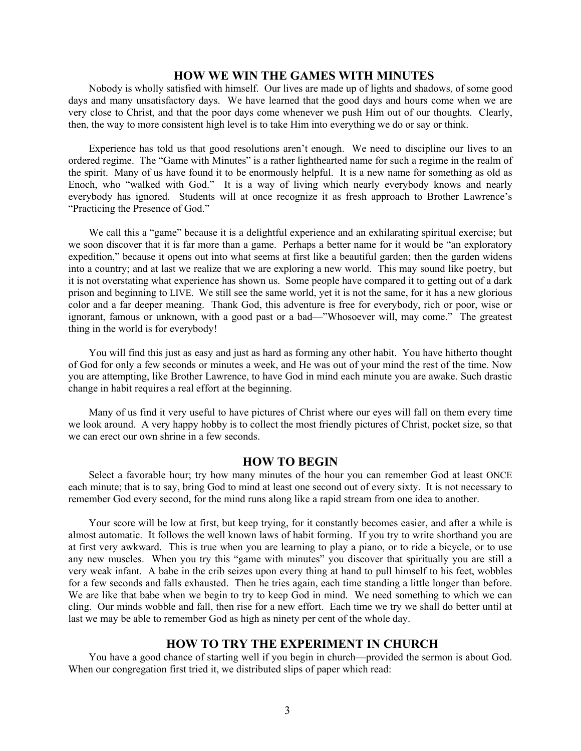## HOW WE WIN THE GAMES WITH MINUTES

Nobody is wholly satisfied with himself. Our lives are made up of lights and shadows, of some good days and many unsatisfactory days. We have learned that the good days and hours come when we are very close to Christ, and that the poor days come whenever we push Him out of our thoughts. Clearly, then, the way to more consistent high level is to take Him into everything we do or say or think.

Experience has told us that good resolutions aren't enough. We need to discipline our lives to an ordered regime. The "Game with Minutes" is a rather lighthearted name for such a regime in the realm of the spirit. Many of us have found it to be enormously helpful. It is a new name for something as old as Enoch, who "walked with God." It is a way of living which nearly everybody knows and nearly everybody has ignored. Students will at once recognize it as fresh approach to Brother Lawrence's "Practicing the Presence of God."

We call this a "game" because it is a delightful experience and an exhilarating spiritual exercise; but we soon discover that it is far more than a game. Perhaps a better name for it would be "an exploratory expedition," because it opens out into what seems at first like a beautiful garden; then the garden widens into a country; and at last we realize that we are exploring a new world. This may sound like poetry, but it is not overstating what experience has shown us. Some people have compared it to getting out of a dark prison and beginning to LIVE. We still see the same world, yet it is not the same, for it has a new glorious color and a far deeper meaning. Thank God, this adventure is free for everybody, rich or poor, wise or ignorant, famous or unknown, with a good past or a bad—"Whosoever will, may come." The greatest thing in the world is for everybody!

You will find this just as easy and just as hard as forming any other habit. You have hitherto thought of God for only a few seconds or minutes a week, and He was out of your mind the rest of the time. Now you are attempting, like Brother Lawrence, to have God in mind each minute you are awake. Such drastic change in habit requires a real effort at the beginning.

Many of us find it very useful to have pictures of Christ where our eyes will fall on them every time we look around. A very happy hobby is to collect the most friendly pictures of Christ, pocket size, so that we can erect our own shrine in a few seconds.

## HOW TO BEGIN

Select a favorable hour; try how many minutes of the hour you can remember God at least ONCE each minute; that is to say, bring God to mind at least one second out of every sixty. It is not necessary to remember God every second, for the mind runs along like a rapid stream from one idea to another.

Your score will be low at first, but keep trying, for it constantly becomes easier, and after a while is almost automatic. It follows the well known laws of habit forming. If you try to write shorthand you are at first very awkward. This is true when you are learning to play a piano, or to ride a bicycle, or to use any new muscles. When you try this "game with minutes" you discover that spiritually you are still a very weak infant. A babe in the crib seizes upon every thing at hand to pull himself to his feet, wobbles for a few seconds and falls exhausted. Then he tries again, each time standing a little longer than before. We are like that babe when we begin to try to keep God in mind. We need something to which we can cling. Our minds wobble and fall, then rise for a new effort. Each time we try we shall do better until at last we may be able to remember God as high as ninety per cent of the whole day.

## HOW TO TRY THE EXPERIMENT IN CHURCH

You have a good chance of starting well if you begin in church—provided the sermon is about God. When our congregation first tried it, we distributed slips of paper which read: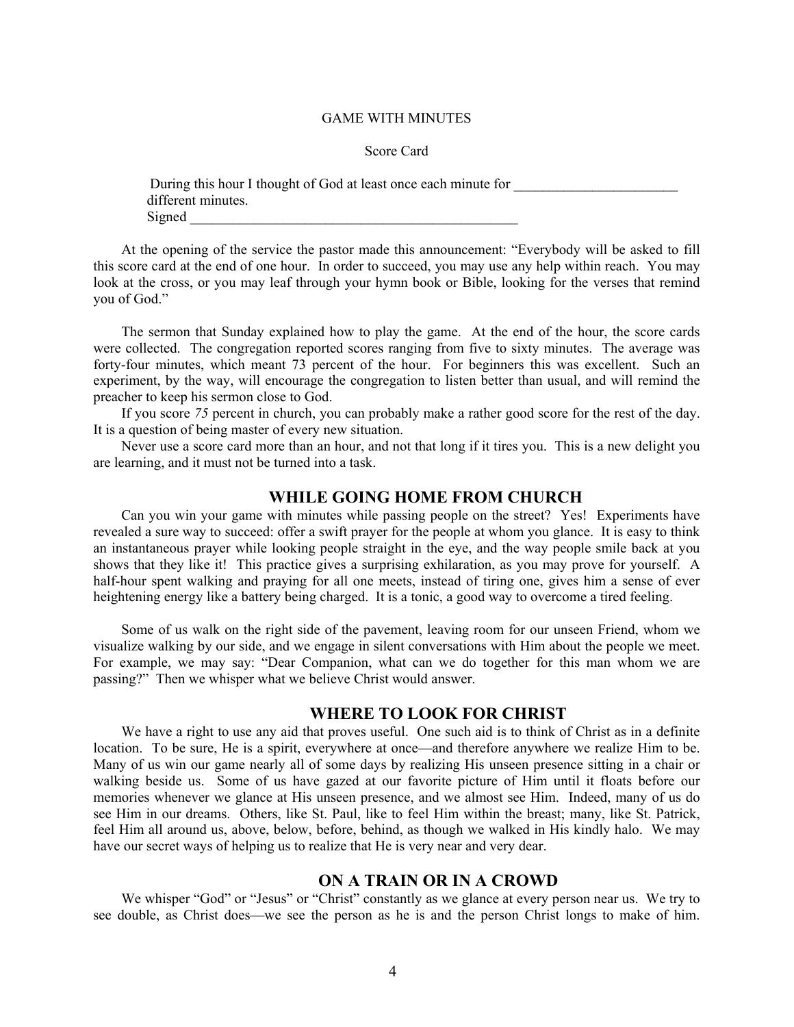GAME WITH MINUTES

Score Card

During this hour I thought of God at least once each minute for ________________________ different minutes.
Signed ________________________________________________

At the opening of the service the pastor made this announcement: "Everybody will be asked to fill this score card at the end of one hour. In order to succeed, you may use any help within reach. You may look at the cross, or you may leaf through your hymn book or Bible, looking for the verses that remind you of God."

The sermon that Sunday explained how to play the game. At the end of the hour, the score cards were collected. The congregation reported scores ranging from five to sixty minutes. The average was forty-four minutes, which meant 73 percent of the hour. For beginners this was excellent. Such an experiment, by the way, will encourage the congregation to listen better than usual, and will remind the preacher to keep his sermon close to God.

If you score *75* percent in church, you can probably make a rather good score for the rest of the day. It is a question of being master of every new situation.

Never use a score card more than an hour, and not that long if it tires you. This is a new delight you are learning, and it must not be turned into a task.

## WHILE GOING HOME FROM CHURCH

Can you win your game with minutes while passing people on the street? Yes! Experiments have revealed a sure way to succeed: offer a swift prayer for the people at whom you glance. It is easy to think an instantaneous prayer while looking people straight in the eye, and the way people smile back at you shows that they like it! This practice gives a surprising exhilaration, as you may prove for yourself. A half-hour spent walking and praying for all one meets, instead of tiring one, gives him a sense of ever heightening energy like a battery being charged. It is a tonic, a good way to overcome a tired feeling.

Some of us walk on the right side of the pavement, leaving room for our unseen Friend, whom we visualize walking by our side, and we engage in silent conversations with Him about the people we meet. For example, we may say: "Dear Companion, what can we do together for this man whom we are passing?" Then we whisper what we believe Christ would answer.

## WHERE TO LOOK FOR CHRIST

We have a right to use any aid that proves useful. One such aid is to think of Christ as in a definite location. To be sure, He is a spirit, everywhere at once—and therefore anywhere we realize Him to be. Many of us win our game nearly all of some days by realizing His unseen presence sitting in a chair or walking beside us. Some of us have gazed at our favorite picture of Him until it floats before our memories whenever we glance at His unseen presence, and we almost see Him. Indeed, many of us do see Him in our dreams. Others, like St. Paul, like to feel Him within the breast; many, like St. Patrick, feel Him all around us, above, below, before, behind, as though we walked in His kindly halo. We may have our secret ways of helping us to realize that He is very near and very dear.

## ON A TRAIN OR IN A CROWD

We whisper "God" or "Jesus" or "Christ" constantly as we glance at every person near us. We try to see double, as Christ does—we see the person as he is and the person Christ longs to make of him.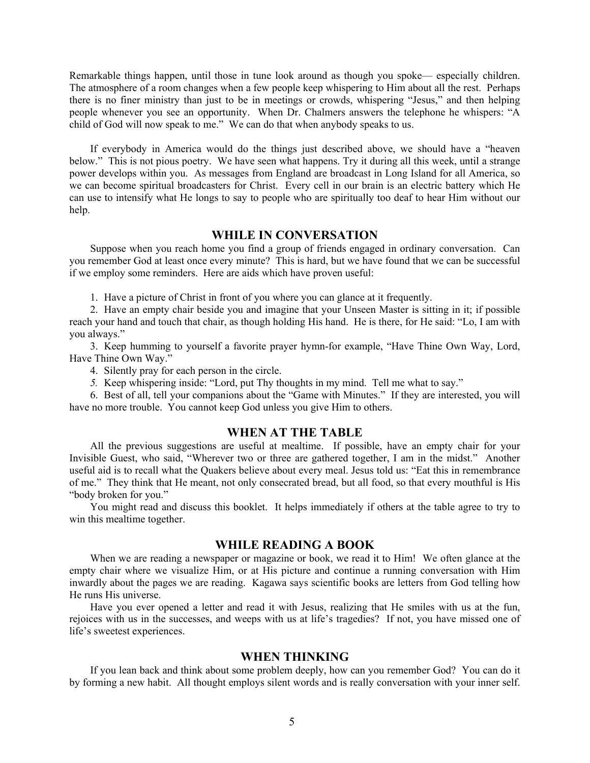Remarkable things happen, until those in tune look around as though you spoke— especially children. The atmosphere of a room changes when a few people keep whispering to Him about all the rest. Perhaps there is no finer ministry than just to be in meetings or crowds, whispering "Jesus," and then helping people whenever you see an opportunity. When Dr. Chalmers answers the telephone he whispers: "A child of God will now speak to me." We can do that when anybody speaks to us.

If everybody in America would do the things just described above, we should have a "heaven below." This is not pious poetry. We have seen what happens. Try it during all this week, until a strange power develops within you. As messages from England are broadcast in Long Island for all America, so we can become spiritual broadcasters for Christ. Every cell in our brain is an electric battery which He can use to intensify what He longs to say to people who are spiritually too deaf to hear Him without our help.

## WHILE IN CONVERSATION

Suppose when you reach home you find a group of friends engaged in ordinary conversation. Can you remember God at least once every minute? This is hard, but we have found that we can be successful if we employ some reminders. Here are aids which have proven useful:

1. Have a picture of Christ in front of you where you can glance at it frequently.
2. Have an empty chair beside you and imagine that your Unseen Master is sitting in it; if possible reach your hand and touch that chair, as though holding His hand. He is there, for He said: "Lo, I am with you always."
3. Keep humming to yourself a favorite prayer hymn-for example, "Have Thine Own Way, Lord, Have Thine Own Way."
4. Silently pray for each person in the circle.
5. Keep whispering inside: "Lord, put Thy thoughts in my mind. Tell me what to say."
6. Best of all, tell your companions about the "Game with Minutes." If they are interested, you will have no more trouble. You cannot keep God unless you give Him to others.

## WHEN AT THE TABLE

All the previous suggestions are useful at mealtime. If possible, have an empty chair for your Invisible Guest, who said, "Wherever two or three are gathered together, I am in the midst." Another useful aid is to recall what the Quakers believe about every meal. Jesus told us: "Eat this in remembrance of me." They think that He meant, not only consecrated bread, but all food, so that every mouthful is His "body broken for you."

You might read and discuss this booklet. It helps immediately if others at the table agree to try to win this mealtime together.

## WHILE READING A BOOK

When we are reading a newspaper or magazine or book, we read it to Him! We often glance at the empty chair where we visualize Him, or at His picture and continue a running conversation with Him inwardly about the pages we are reading. Kagawa says scientific books are letters from God telling how He runs His universe.

Have you ever opened a letter and read it with Jesus, realizing that He smiles with us at the fun, rejoices with us in the successes, and weeps with us at life's tragedies? If not, you have missed one of life's sweetest experiences.

## WHEN THINKING

If you lean back and think about some problem deeply, how can you remember God? You can do it by forming a new habit. All thought employs silent words and is really conversation with your inner self.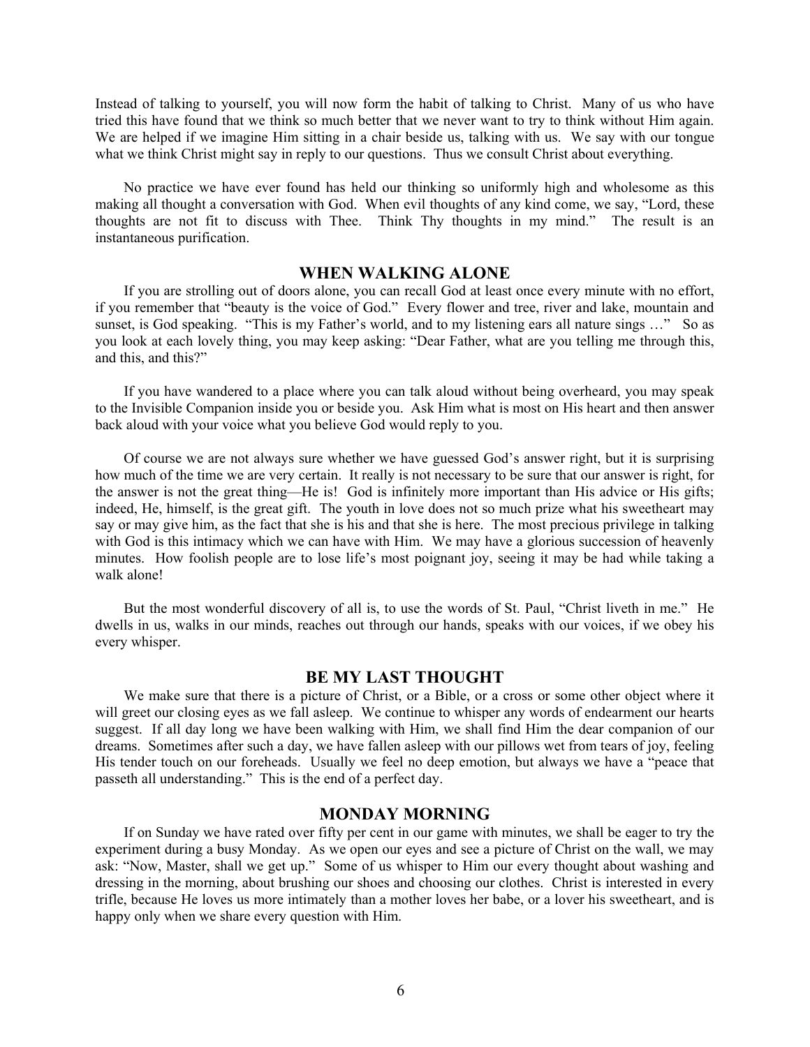Instead of talking to yourself, you will now form the habit of talking to Christ. Many of us who have tried this have found that we think so much better that we never want to try to think without Him again. We are helped if we imagine Him sitting in a chair beside us, talking with us. We say with our tongue what we think Christ might say in reply to our questions. Thus we consult Christ about everything.

No practice we have ever found has held our thinking so uniformly high and wholesome as this making all thought a conversation with God. When evil thoughts of any kind come, we say, "Lord, these thoughts are not fit to discuss with Thee. Think Thy thoughts in my mind." The result is an instantaneous purification.

## WHEN WALKING ALONE

If you are strolling out of doors alone, you can recall God at least once every minute with no effort, if you remember that "beauty is the voice of God." Every flower and tree, river and lake, mountain and sunset, is God speaking. "This is my Father's world, and to my listening ears all nature sings …" So as you look at each lovely thing, you may keep asking: "Dear Father, what are you telling me through this, and this, and this?"

If you have wandered to a place where you can talk aloud without being overheard, you may speak to the Invisible Companion inside you or beside you. Ask Him what is most on His heart and then answer back aloud with your voice what you believe God would reply to you.

Of course we are not always sure whether we have guessed God's answer right, but it is surprising how much of the time we are very certain. It really is not necessary to be sure that our answer is right, for the answer is not the great thing—He is! God is infinitely more important than His advice or His gifts; indeed, He, himself, is the great gift. The youth in love does not so much prize what his sweetheart may say or may give him, as the fact that she is his and that she is here. The most precious privilege in talking with God is this intimacy which we can have with Him. We may have a glorious succession of heavenly minutes. How foolish people are to lose life's most poignant joy, seeing it may be had while taking a walk alone!

But the most wonderful discovery of all is, to use the words of St. Paul, "Christ liveth in me." He dwells in us, walks in our minds, reaches out through our hands, speaks with our voices, if we obey his every whisper.

## BE MY LAST THOUGHT

We make sure that there is a picture of Christ, or a Bible, or a cross or some other object where it will greet our closing eyes as we fall asleep. We continue to whisper any words of endearment our hearts suggest. If all day long we have been walking with Him, we shall find Him the dear companion of our dreams. Sometimes after such a day, we have fallen asleep with our pillows wet from tears of joy, feeling His tender touch on our foreheads. Usually we feel no deep emotion, but always we have a "peace that passeth all understanding." This is the end of a perfect day.

## MONDAY MORNING

If on Sunday we have rated over fifty per cent in our game with minutes, we shall be eager to try the experiment during a busy Monday. As we open our eyes and see a picture of Christ on the wall, we may ask: "Now, Master, shall we get up." Some of us whisper to Him our every thought about washing and dressing in the morning, about brushing our shoes and choosing our clothes. Christ is interested in every trifle, because He loves us more intimately than a mother loves her babe, or a lover his sweetheart, and is happy only when we share every question with Him.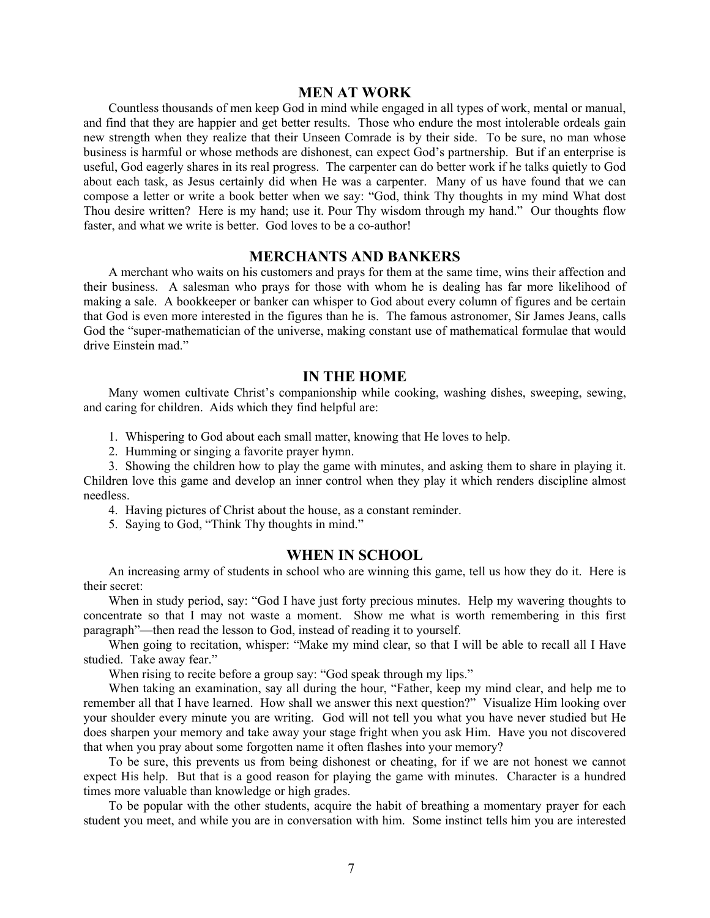## MEN AT WORK

Countless thousands of men keep God in mind while engaged in all types of work, mental or manual, and find that they are happier and get better results. Those who endure the most intolerable ordeals gain new strength when they realize that their Unseen Comrade is by their side. To be sure, no man whose business is harmful or whose methods are dishonest, can expect God's partnership. But if an enterprise is useful, God eagerly shares in its real progress. The carpenter can do better work if he talks quietly to God about each task, as Jesus certainly did when He was a carpenter. Many of us have found that we can compose a letter or write a book better when we say: "God, think Thy thoughts in my mind What dost Thou desire written? Here is my hand; use it. Pour Thy wisdom through my hand." Our thoughts flow faster, and what we write is better. God loves to be a co-author!

## MERCHANTS AND BANKERS

A merchant who waits on his customers and prays for them at the same time, wins their affection and their business. A salesman who prays for those with whom he is dealing has far more likelihood of making a sale. A bookkeeper or banker can whisper to God about every column of figures and be certain that God is even more interested in the figures than he is. The famous astronomer, Sir James Jeans, calls God the "super-mathematician of the universe, making constant use of mathematical formulae that would drive Einstein mad."

## IN THE HOME

Many women cultivate Christ's companionship while cooking, washing dishes, sweeping, sewing, and caring for children. Aids which they find helpful are:

1. Whispering to God about each small matter, knowing that He loves to help.
2. Humming or singing a favorite prayer hymn.
3. Showing the children how to play the game with minutes, and asking them to share in playing it. Children love this game and develop an inner control when they play it which renders discipline almost needless.
4. Having pictures of Christ about the house, as a constant reminder.
5. Saying to God, "Think Thy thoughts in mind."

## WHEN IN SCHOOL

An increasing army of students in school who are winning this game, tell us how they do it. Here is their secret:

When in study period, say: "God I have just forty precious minutes. Help my wavering thoughts to concentrate so that I may not waste a moment. Show me what is worth remembering in this first paragraph"—then read the lesson to God, instead of reading it to yourself.

When going to recitation, whisper: "Make my mind clear, so that I will be able to recall all I Have studied. Take away fear."

When rising to recite before a group say: "God speak through my lips."

When taking an examination, say all during the hour, "Father, keep my mind clear, and help me to remember all that I have learned. How shall we answer this next question?" Visualize Him looking over your shoulder every minute you are writing. God will not tell you what you have never studied but He does sharpen your memory and take away your stage fright when you ask Him. Have you not discovered that when you pray about some forgotten name it often flashes into your memory?

To be sure, this prevents us from being dishonest or cheating, for if we are not honest we cannot expect His help. But that is a good reason for playing the game with minutes. Character is a hundred times more valuable than knowledge or high grades.

To be popular with the other students, acquire the habit of breathing a momentary prayer for each student you meet, and while you are in conversation with him. Some instinct tells him you are interested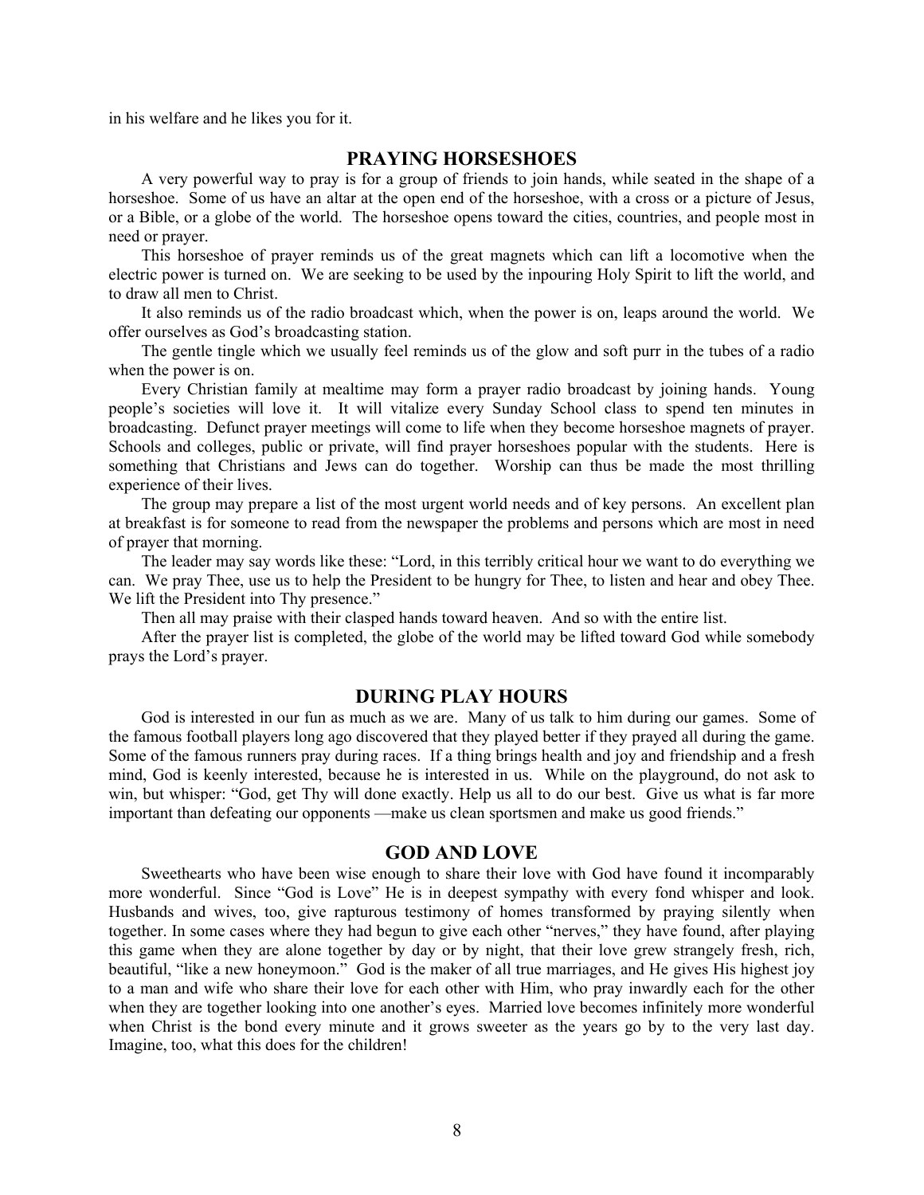in his welfare and he likes you for it.

## PRAYING HORSESHOES

A very powerful way to pray is for a group of friends to join hands, while seated in the shape of a horseshoe. Some of us have an altar at the open end of the horseshoe, with a cross or a picture of Jesus, or a Bible, or a globe of the world. The horseshoe opens toward the cities, countries, and people most in need or prayer.

This horseshoe of prayer reminds us of the great magnets which can lift a locomotive when the electric power is turned on. We are seeking to be used by the inpouring Holy Spirit to lift the world, and to draw all men to Christ.

It also reminds us of the radio broadcast which, when the power is on, leaps around the world. We offer ourselves as God's broadcasting station.

The gentle tingle which we usually feel reminds us of the glow and soft purr in the tubes of a radio when the power is on.

Every Christian family at mealtime may form a prayer radio broadcast by joining hands. Young people's societies will love it. It will vitalize every Sunday School class to spend ten minutes in broadcasting. Defunct prayer meetings will come to life when they become horseshoe magnets of prayer. Schools and colleges, public or private, will find prayer horseshoes popular with the students. Here is something that Christians and Jews can do together. Worship can thus be made the most thrilling experience of their lives.

The group may prepare a list of the most urgent world needs and of key persons. An excellent plan at breakfast is for someone to read from the newspaper the problems and persons which are most in need of prayer that morning.

The leader may say words like these: "Lord, in this terribly critical hour we want to do everything we can. We pray Thee, use us to help the President to be hungry for Thee, to listen and hear and obey Thee. We lift the President into Thy presence."

Then all may praise with their clasped hands toward heaven. And so with the entire list.

After the prayer list is completed, the globe of the world may be lifted toward God while somebody prays the Lord's prayer.

## DURING PLAY HOURS

God is interested in our fun as much as we are. Many of us talk to him during our games. Some of the famous football players long ago discovered that they played better if they prayed all during the game. Some of the famous runners pray during races. If a thing brings health and joy and friendship and a fresh mind, God is keenly interested, because he is interested in us. While on the playground, do not ask to win, but whisper: "God, get Thy will done exactly. Help us all to do our best. Give us what is far more important than defeating our opponents —make us clean sportsmen and make us good friends."

## GOD AND LOVE

Sweethearts who have been wise enough to share their love with God have found it incomparably more wonderful. Since "God is Love" He is in deepest sympathy with every fond whisper and look. Husbands and wives, too, give rapturous testimony of homes transformed by praying silently when together. In some cases where they had begun to give each other "nerves," they have found, after playing this game when they are alone together by day or by night, that their love grew strangely fresh, rich, beautiful, "like a new honeymoon." God is the maker of all true marriages, and He gives His highest joy to a man and wife who share their love for each other with Him, who pray inwardly each for the other when they are together looking into one another's eyes. Married love becomes infinitely more wonderful when Christ is the bond every minute and it grows sweeter as the years go by to the very last day. Imagine, too, what this does for the children!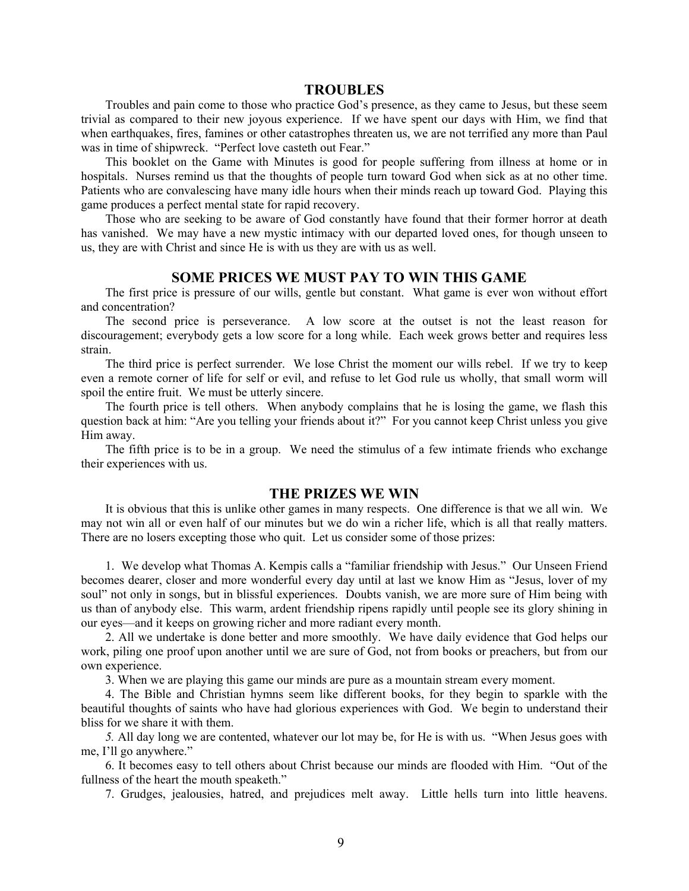## TROUBLES

Troubles and pain come to those who practice God's presence, as they came to Jesus, but these seem trivial as compared to their new joyous experience. If we have spent our days with Him, we find that when earthquakes, fires, famines or other catastrophes threaten us, we are not terrified any more than Paul was in time of shipwreck. "Perfect love casteth out Fear."

This booklet on the Game with Minutes is good for people suffering from illness at home or in hospitals. Nurses remind us that the thoughts of people turn toward God when sick as at no other time. Patients who are convalescing have many idle hours when their minds reach up toward God. Playing this game produces a perfect mental state for rapid recovery.

Those who are seeking to be aware of God constantly have found that their former horror at death has vanished. We may have a new mystic intimacy with our departed loved ones, for though unseen to us, they are with Christ and since He is with us they are with us as well.

## SOME PRICES WE MUST PAY TO WIN THIS GAME

The first price is pressure of our wills, gentle but constant. What game is ever won without effort and concentration?

The second price is perseverance. A low score at the outset is not the least reason for discouragement; everybody gets a low score for a long while. Each week grows better and requires less strain.

The third price is perfect surrender. We lose Christ the moment our wills rebel. If we try to keep even a remote corner of life for self or evil, and refuse to let God rule us wholly, that small worm will spoil the entire fruit. We must be utterly sincere.

The fourth price is tell others. When anybody complains that he is losing the game, we flash this question back at him: "Are you telling your friends about it?" For you cannot keep Christ unless you give Him away.

The fifth price is to be in a group. We need the stimulus of a few intimate friends who exchange their experiences with us.

## THE PRIZES WE WIN

It is obvious that this is unlike other games in many respects. One difference is that we all win. We may not win all or even half of our minutes but we do win a richer life, which is all that really matters. There are no losers excepting those who quit. Let us consider some of those prizes:

1. We develop what Thomas A. Kempis calls a "familiar friendship with Jesus." Our Unseen Friend becomes dearer, closer and more wonderful every day until at last we know Him as "Jesus, lover of my soul" not only in songs, but in blissful experiences. Doubts vanish, we are more sure of Him being with us than of anybody else. This warm, ardent friendship ripens rapidly until people see its glory shining in our eyes—and it keeps on growing richer and more radiant every month.
2. All we undertake is done better and more smoothly. We have daily evidence that God helps our work, piling one proof upon another until we are sure of God, not from books or preachers, but from our own experience.
3. When we are playing this game our minds are pure as a mountain stream every moment.
4. The Bible and Christian hymns seem like different books, for they begin to sparkle with the beautiful thoughts of saints who have had glorious experiences with God. We begin to understand their bliss for we share it with them.
5. All day long we are contented, whatever our lot may be, for He is with us. "When Jesus goes with me, I'll go anywhere."
6. It becomes easy to tell others about Christ because our minds are flooded with Him. "Out of the fullness of the heart the mouth speaketh."
7. Grudges, jealousies, hatred, and prejudices melt away. Little hells turn into little heavens.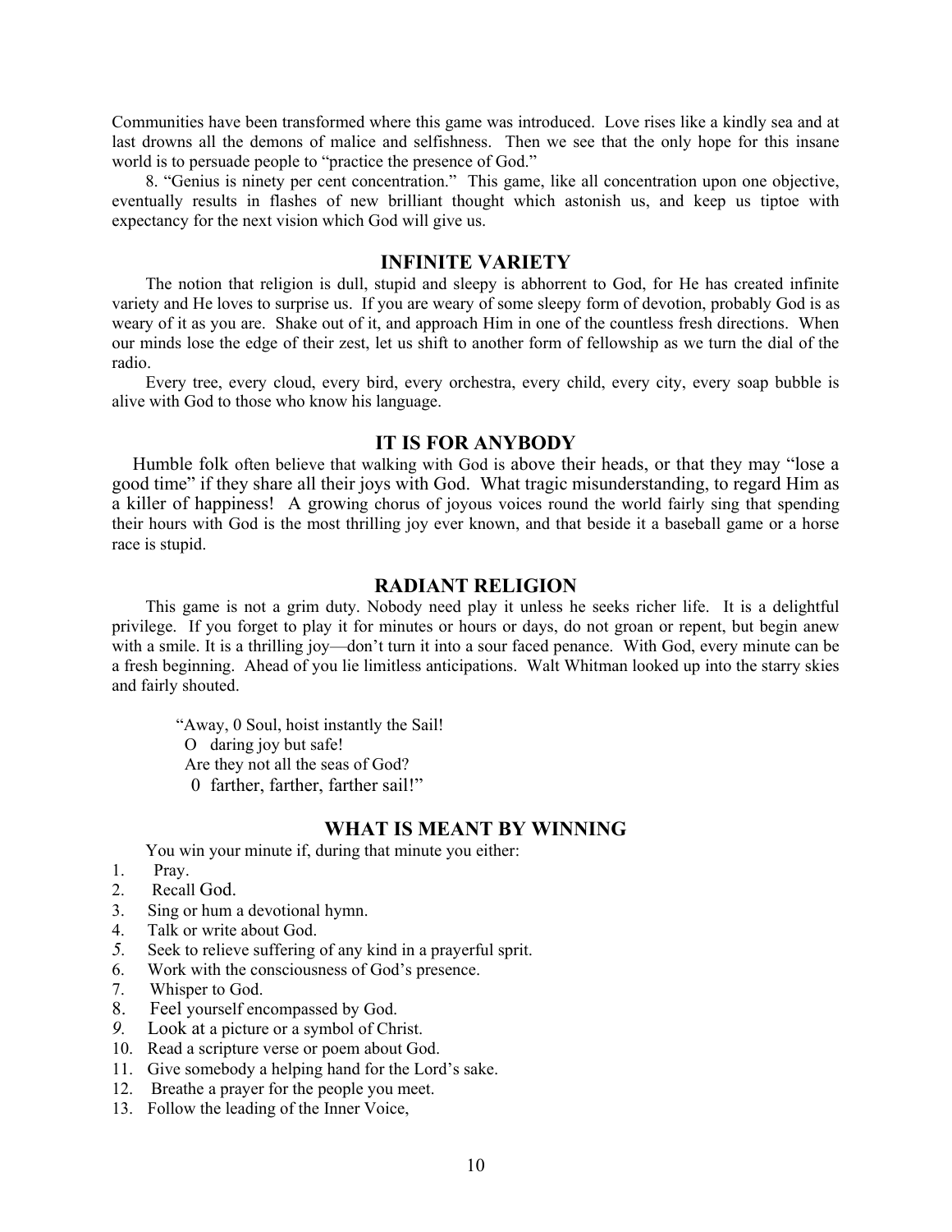Communities have been transformed where this game was introduced. Love rises like a kindly sea and at last drowns all the demons of malice and selfishness. Then we see that the only hope for this insane world is to persuade people to "practice the presence of God."

8. "Genius is ninety per cent concentration." This game, like all concentration upon one objective, eventually results in flashes of new brilliant thought which astonish us, and keep us tiptoe with expectancy for the next vision which God will give us.

## INFINITE VARIETY

The notion that religion is dull, stupid and sleepy is abhorrent to God, for He has created infinite variety and He loves to surprise us. If you are weary of some sleepy form of devotion, probably God is as weary of it as you are. Shake out of it, and approach Him in one of the countless fresh directions. When our minds lose the edge of their zest, let us shift to another form of fellowship as we turn the dial of the radio.

Every tree, every cloud, every bird, every orchestra, every child, every city, every soap bubble is alive with God to those who know his language.

## IT IS FOR ANYBODY

Humble folk often believe that walking with God is above their heads, or that they may "lose a good time" if they share all their joys with God. What tragic misunderstanding, to regard Him as a killer of happiness! A growing chorus of joyous voices round the world fairly sing that spending their hours with God is the most thrilling joy ever known, and that beside it a baseball game or a horse race is stupid.

## RADIANT RELIGION

This game is not a grim duty. Nobody need play it unless he seeks richer life. It is a delightful privilege. If you forget to play it for minutes or hours or days, do not groan or repent, but begin anew with a smile. It is a thrilling joy—don't turn it into a sour faced penance. With God, every minute can be a fresh beginning. Ahead of you lie limitless anticipations. Walt Whitman looked up into the starry skies and fairly shouted.

"Away, 0 Soul, hoist instantly the Sail!
O daring joy but safe!
Are they not all the seas of God?
0 farther, farther, farther sail!"

## WHAT IS MEANT BY WINNING

You win your minute if, during that minute you either:

1. Pray.
2. Recall God.
3. Sing or hum a devotional hymn.
4. Talk or write about God.
5. Seek to relieve suffering of any kind in a prayerful sprit.
6. Work with the consciousness of God's presence.
7. Whisper to God.
8. Feel yourself encompassed by God.
9. Look at a picture or a symbol of Christ.
10. Read a scripture verse or poem about God.
11. Give somebody a helping hand for the Lord's sake.
12. Breathe a prayer for the people you meet.
13. Follow the leading of the Inner Voice,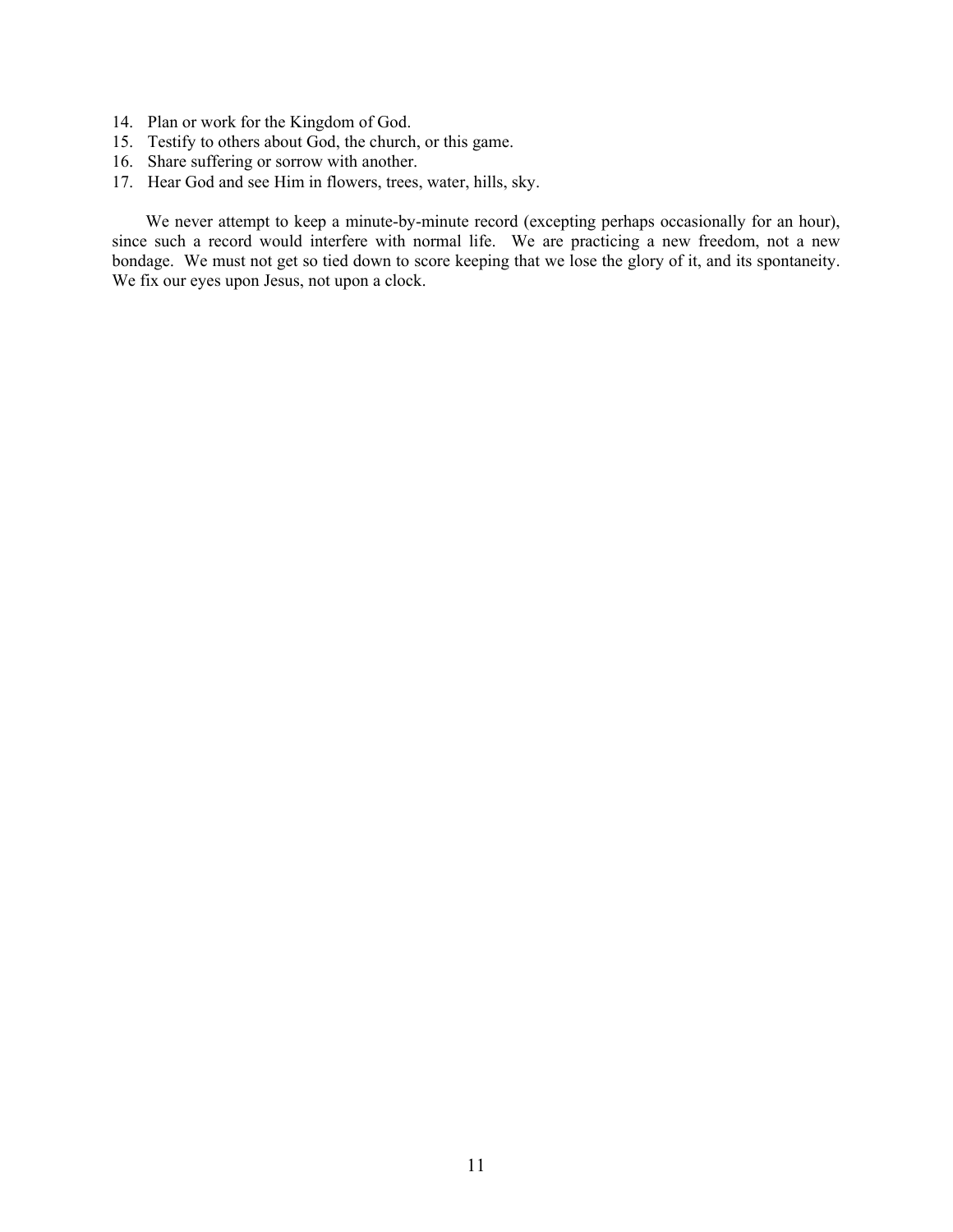14. Plan or work for the Kingdom of God.
15. Testify to others about God, the church, or this game.
16. Share suffering or sorrow with another.
17. Hear God and see Him in flowers, trees, water, hills, sky.

We never attempt to keep a minute-by-minute record (excepting perhaps occasionally for an hour), since such a record would interfere with normal life. We are practicing a new freedom, not a new bondage. We must not get so tied down to score keeping that we lose the glory of it, and its spontaneity. We fix our eyes upon Jesus, not upon a clock.